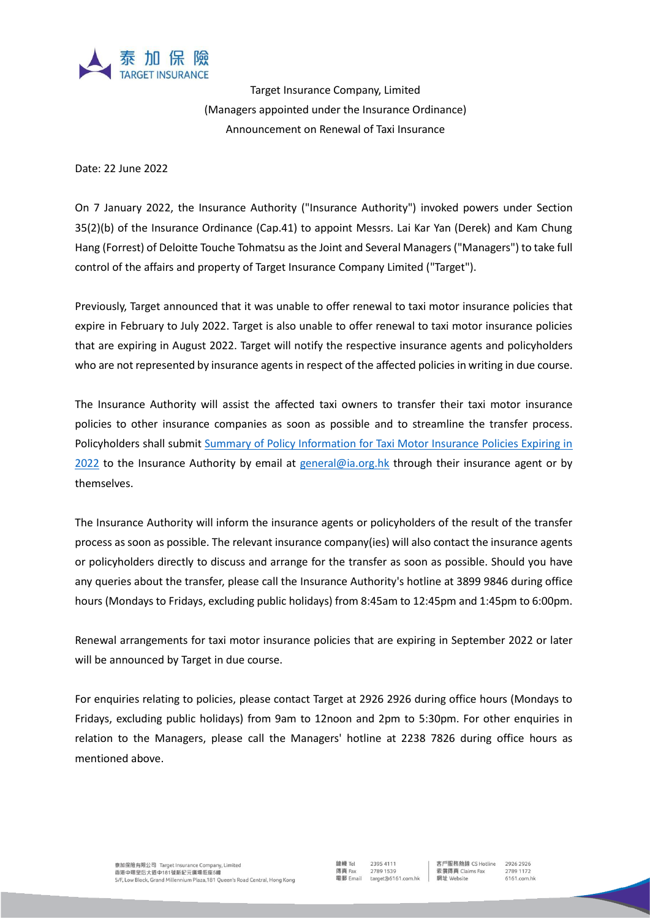泰加保險
TARGET INSURANCE

Target Insurance Company, Limited
(Managers appointed under the Insurance Ordinance)
Announcement on Renewal of Taxi Insurance

Date: 22 June 2022

On 7 January 2022, the Insurance Authority ("Insurance Authority") invoked powers under Section 35(2)(b) of the Insurance Ordinance (Cap.41) to appoint Messrs. Lai Kar Yan (Derek) and Kam Chung Hang (Forrest) of Deloitte Touche Tohmatsu as the Joint and Several Managers ("Managers") to take full control of the affairs and property of Target Insurance Company Limited ("Target").

Previously, Target announced that it was unable to offer renewal to taxi motor insurance policies that expire in February to July 2022. Target is also unable to offer renewal to taxi motor insurance policies that are expiring in August 2022. Target will notify the respective insurance agents and policyholders who are not represented by insurance agents in respect of the affected policies in writing in due course.

The Insurance Authority will assist the affected taxi owners to transfer their taxi motor insurance policies to other insurance companies as soon as possible and to streamline the transfer process. Policyholders shall submit Summary of Policy Information for Taxi Motor Insurance Policies Expiring in 2022 to the Insurance Authority by email at general@ia.org.hk through their insurance agent or by themselves.

The Insurance Authority will inform the insurance agents or policyholders of the result of the transfer process as soon as possible. The relevant insurance company(ies) will also contact the insurance agents or policyholders directly to discuss and arrange for the transfer as soon as possible. Should you have any queries about the transfer, please call the Insurance Authority's hotline at 3899 9846 during office hours (Mondays to Fridays, excluding public holidays) from 8:45am to 12:45pm and 1:45pm to 6:00pm.

Renewal arrangements for taxi motor insurance policies that are expiring in September 2022 or later will be announced by Target in due course.

For enquiries relating to policies, please contact Target at 2926 2926 during office hours (Mondays to Fridays, excluding public holidays) from 9am to 12noon and 2pm to 5:30pm. For other enquiries in relation to the Managers, please call the Managers' hotline at 2238 7826 during office hours as mentioned above.

泰加保險有限公司 Target Insurance Company, Limited
香港中環皇后大道中181號新紀元廣場低座5樓
5/F, Low Block, Grand Millennium Plaza, 181 Queen's Road Central, Hong Kong

總機 Tel 2395 4111
傳真 Fax 2789 1539
電郵 Email target@6161.com.hk

客戶服務熱線 CS Hotline 2926 2926
索償傳真 Claims Fax 2789 1172
網址 Website 6161.com.hk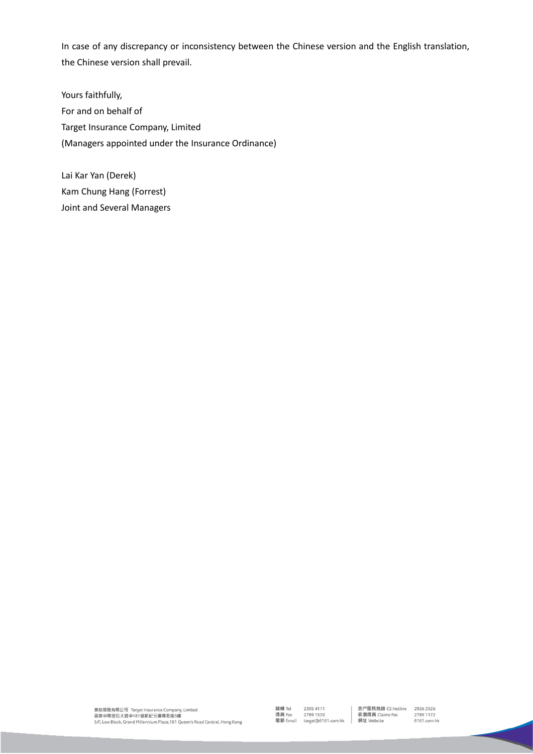In case of any discrepancy or inconsistency between the Chinese version and the English translation, the Chinese version shall prevail.

Yours faithfully,
For and on behalf of
Target Insurance Company, Limited
(Managers appointed under the Insurance Ordinance)

Lai Kar Yan (Derek)
Kam Chung Hang (Forrest)
Joint and Several Managers